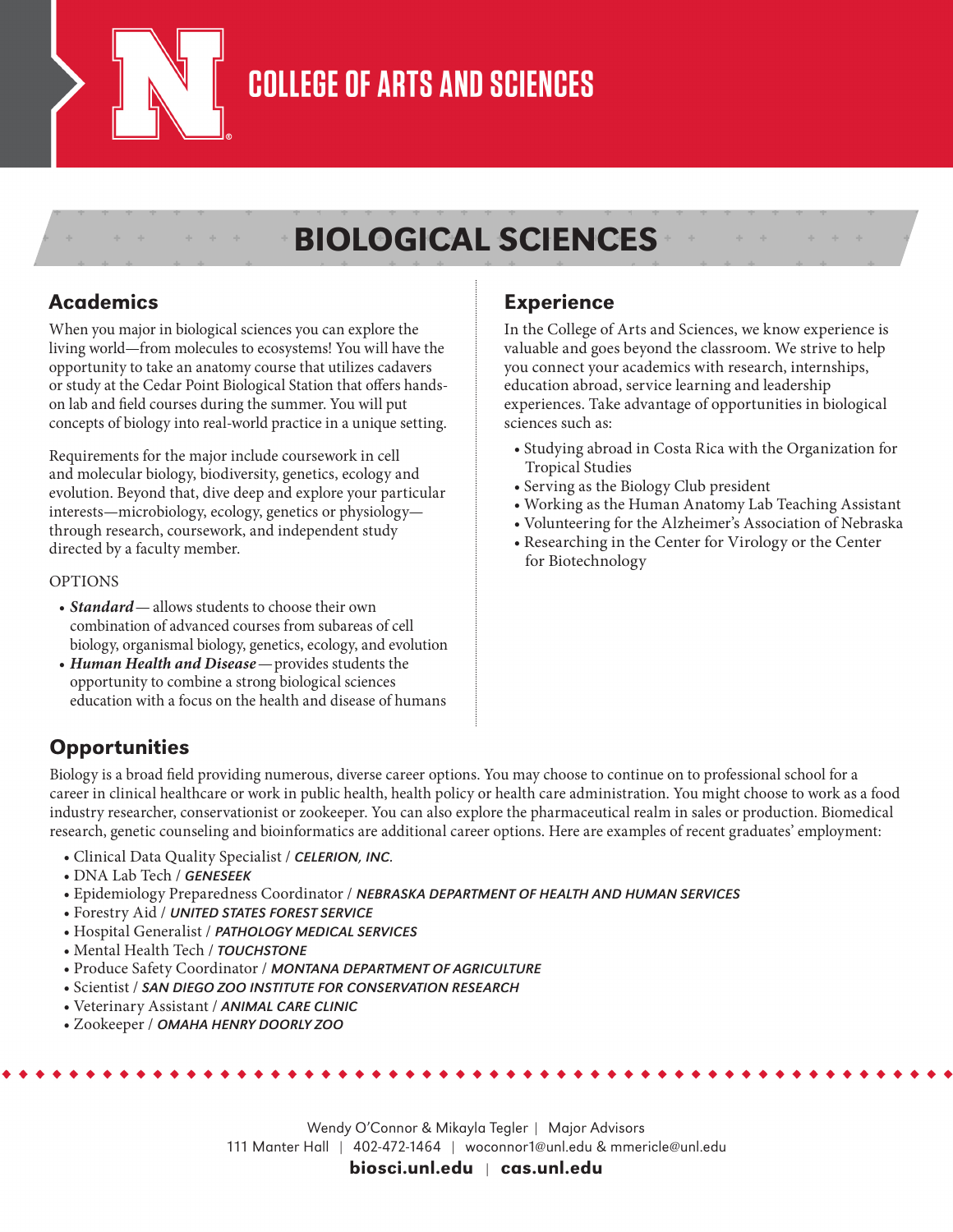# COLLEGE OF ARTS AND SCIENCES

# BIOLOGICAL SCIENCES

## Academics

When you major in biological sciences you can explore the living world—from molecules to ecosystems! You will have the opportunity to take an anatomy course that utilizes cadavers or study at the Cedar Point Biological Station that offers hands-on lab and field courses during the summer. You will put concepts of biology into real-world practice in a unique setting.

Requirements for the major include coursework in cell and molecular biology, biodiversity, genetics, ecology and evolution. Beyond that, dive deep and explore your particular interests—microbiology, ecology, genetics or physiology—through research, coursework, and independent study directed by a faculty member.

OPTIONS

- ***Standard*** — allows students to choose their own combination of advanced courses from subareas of cell biology, organismal biology, genetics, ecology, and evolution
- ***Human Health and Disease*** — provides students the opportunity to combine a strong biological sciences education with a focus on the health and disease of humans

## Experience

In the College of Arts and Sciences, we know experience is valuable and goes beyond the classroom. We strive to help you connect your academics with research, internships, education abroad, service learning and leadership experiences. Take advantage of opportunities in biological sciences such as:

- Studying abroad in Costa Rica with the Organization for Tropical Studies
- Serving as the Biology Club president
- Working as the Human Anatomy Lab Teaching Assistant
- Volunteering for the Alzheimer's Association of Nebraska
- Researching in the Center for Virology or the Center for Biotechnology

## Opportunities

Biology is a broad field providing numerous, diverse career options. You may choose to continue on to professional school for a career in clinical healthcare or work in public health, health policy or health care administration. You might choose to work as a food industry researcher, conservationist or zookeeper. You can also explore the pharmaceutical realm in sales or production. Biomedical research, genetic counseling and bioinformatics are additional career options. Here are examples of recent graduates' employment:

- Clinical Data Quality Specialist / ***CELERION, INC.***
- DNA Lab Tech / ***GENESEEK***
- Epidemiology Preparedness Coordinator / ***NEBRASKA DEPARTMENT OF HEALTH AND HUMAN SERVICES***
- Forestry Aid / ***UNITED STATES FOREST SERVICE***
- Hospital Generalist / ***PATHOLOGY MEDICAL SERVICES***
- Mental Health Tech / ***TOUCHSTONE***
- Produce Safety Coordinator / ***MONTANA DEPARTMENT OF AGRICULTURE***
- Scientist / ***SAN DIEGO ZOO INSTITUTE FOR CONSERVATION RESEARCH***
- Veterinary Assistant / ***ANIMAL CARE CLINIC***
- Zookeeper / ***OMAHA HENRY DOORLY ZOO***

Wendy O'Connor & Mikayla Tegler | Major Advisors
111 Manter Hall | 402-472-1464 | woconnor1@unl.edu & mmericle@unl.edu
**biosci.unl.edu** | **cas.unl.edu**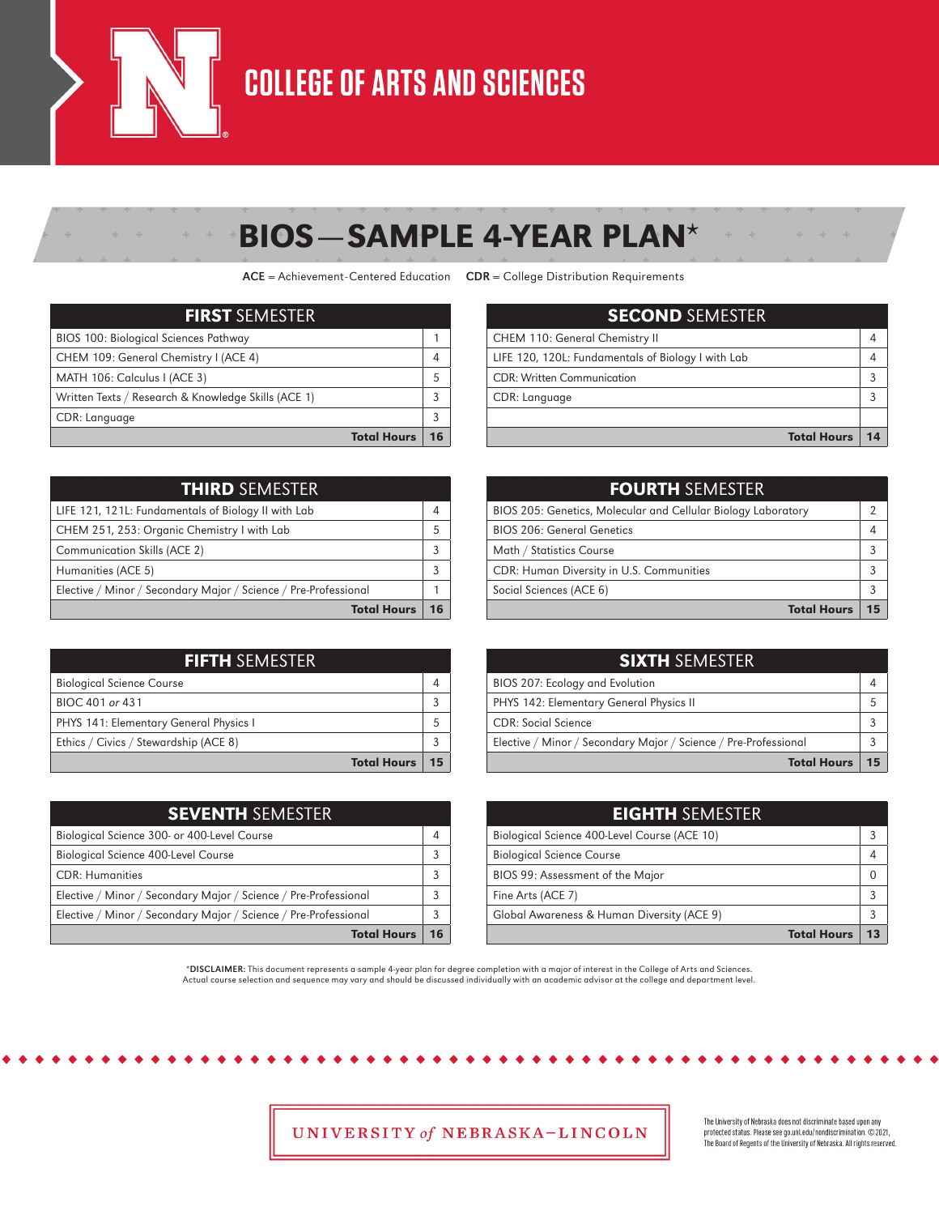# COLLEGE OF ARTS AND SCIENCES

## BIOS—SAMPLE 4-YEAR PLAN*

**ACE** = Achievement-Centered Education **CDR** = College Distribution Requirements

| **FIRST** SEMESTER | |
|---|---|
| BIOS 100: Biological Sciences Pathway | 1 |
| CHEM 109: General Chemistry I (ACE 4) | 4 |
| MATH 106: Calculus I (ACE 3) | 5 |
| Written Texts / Research & Knowledge Skills (ACE 1) | 3 |
| CDR: Language | 3 |
| **Total Hours** | **16** |

| **SECOND** SEMESTER | |
|---|---|
| CHEM 110: General Chemistry II | 4 |
| LIFE 120, 120L: Fundamentals of Biology I with Lab | 4 |
| CDR: Written Communication | 3 |
| CDR: Language | 3 |
| | |
| **Total Hours** | **14** |

| **THIRD** SEMESTER | |
|---|---|
| LIFE 121, 121L: Fundamentals of Biology II with Lab | 4 |
| CHEM 251, 253: Organic Chemistry I with Lab | 5 |
| Communication Skills (ACE 2) | 3 |
| Humanities (ACE 5) | 3 |
| Elective / Minor / Secondary Major / Science / Pre-Professional | 1 |
| **Total Hours** | **16** |

| **FOURTH** SEMESTER | |
|---|---|
| BIOS 205: Genetics, Molecular and Cellular Biology Laboratory | 2 |
| BIOS 206: General Genetics | 4 |
| Math / Statistics Course | 3 |
| CDR: Human Diversity in U.S. Communities | 3 |
| Social Sciences (ACE 6) | 3 |
| **Total Hours** | **15** |

| **FIFTH** SEMESTER | |
|---|---|
| Biological Science Course | 4 |
| BIOC 401 *or* 431 | 3 |
| PHYS 141: Elementary General Physics I | 5 |
| Ethics / Civics / Stewardship (ACE 8) | 3 |
| **Total Hours** | **15** |

| **SIXTH** SEMESTER | |
|---|---|
| BIOS 207: Ecology and Evolution | 4 |
| PHYS 142: Elementary General Physics II | 5 |
| CDR: Social Science | 3 |
| Elective / Minor / Secondary Major / Science / Pre-Professional | 3 |
| **Total Hours** | **15** |

| **SEVENTH** SEMESTER | |
|---|---|
| Biological Science 300- or 400-Level Course | 4 |
| Biological Science 400-Level Course | 3 |
| CDR: Humanities | 3 |
| Elective / Minor / Secondary Major / Science / Pre-Professional | 3 |
| Elective / Minor / Secondary Major / Science / Pre-Professional | 3 |
| **Total Hours** | **16** |

| **EIGHTH** SEMESTER | |
|---|---|
| Biological Science 400-Level Course (ACE 10) | 3 |
| Biological Science Course | 4 |
| BIOS 99: Assessment of the Major | 0 |
| Fine Arts (ACE 7) | 3 |
| Global Awareness & Human Diversity (ACE 9) | 3 |
| **Total Hours** | **13** |

*DISCLAIMER: This document represents a sample 4-year plan for degree completion with a major of interest in the College of Arts and Sciences. Actual course selection and sequence may vary and should be discussed individually with an academic advisor at the college and department level.

UNIVERSITY *of* NEBRASKA–LINCOLN

The University of Nebraska does not discriminate based upon any protected status. Please see go.unl.edu/nondiscrimination. ©2021, The Board of Regents of the University of Nebraska. All rights reserved.